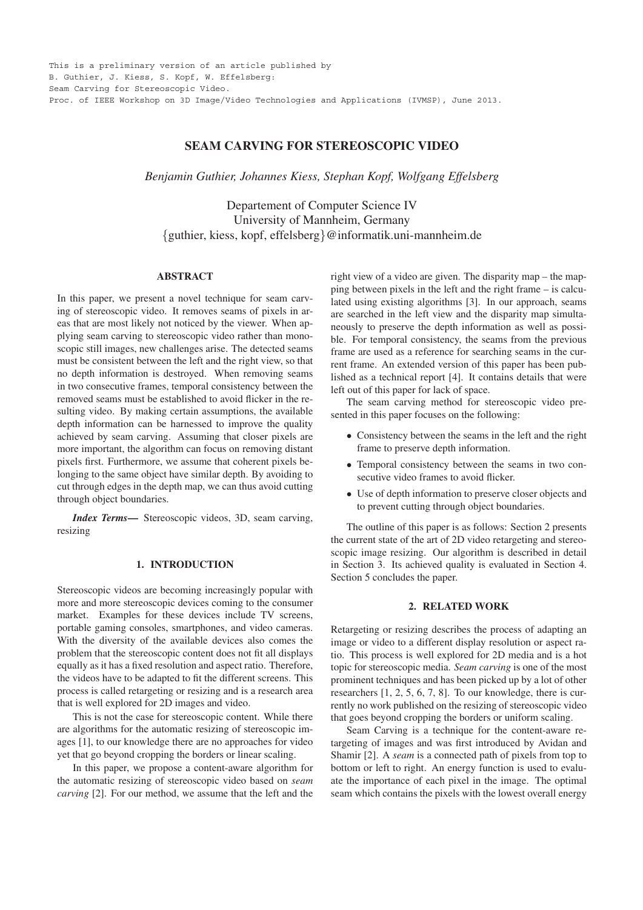This is a preliminary version of an article published by
B. Guthier, J. Kiess, S. Kopf, W. Effelsberg:
Seam Carving for Stereoscopic Video.
Proc. of IEEE Workshop on 3D Image/Video Technologies and Applications (IVMSP), June 2013.

# SEAM CARVING FOR STEREOSCOPIC VIDEO

*Benjamin Guthier, Johannes Kiess, Stephan Kopf, Wolfgang Effelsberg*

Departement of Computer Science IV
University of Mannheim, Germany
{guthier, kiess, kopf, effelsberg}@informatik.uni-mannheim.de

## ABSTRACT

In this paper, we present a novel technique for seam carving of stereoscopic video. It removes seams of pixels in areas that are most likely not noticed by the viewer. When applying seam carving to stereoscopic video rather than monoscopic still images, new challenges arise. The detected seams must be consistent between the left and the right view, so that no depth information is destroyed. When removing seams in two consecutive frames, temporal consistency between the removed seams must be established to avoid flicker in the resulting video. By making certain assumptions, the available depth information can be harnessed to improve the quality achieved by seam carving. Assuming that closer pixels are more important, the algorithm can focus on removing distant pixels first. Furthermore, we assume that coherent pixels belonging to the same object have similar depth. By avoiding to cut through edges in the depth map, we can thus avoid cutting through object boundaries.

***Index Terms*—** Stereoscopic videos, 3D, seam carving, resizing

## 1. INTRODUCTION

Stereoscopic videos are becoming increasingly popular with more and more stereoscopic devices coming to the consumer market. Examples for these devices include TV screens, portable gaming consoles, smartphones, and video cameras. With the diversity of the available devices also comes the problem that the stereoscopic content does not fit all displays equally as it has a fixed resolution and aspect ratio. Therefore, the videos have to be adapted to fit the different screens. This process is called retargeting or resizing and is a research area that is well explored for 2D images and video.

This is not the case for stereoscopic content. While there are algorithms for the automatic resizing of stereoscopic images [1], to our knowledge there are no approaches for video yet that go beyond cropping the borders or linear scaling.

In this paper, we propose a content-aware algorithm for the automatic resizing of stereoscopic video based on *seam carving* [2]. For our method, we assume that the left and the right view of a video are given. The disparity map – the mapping between pixels in the left and the right frame – is calculated using existing algorithms [3]. In our approach, seams are searched in the left view and the disparity map simultaneously to preserve the depth information as well as possible. For temporal consistency, the seams from the previous frame are used as a reference for searching seams in the current frame. An extended version of this paper has been published as a technical report [4]. It contains details that were left out of this paper for lack of space.

The seam carving method for stereoscopic video presented in this paper focuses on the following:

- Consistency between the seams in the left and the right frame to preserve depth information.
- Temporal consistency between the seams in two consecutive video frames to avoid flicker.
- Use of depth information to preserve closer objects and to prevent cutting through object boundaries.

The outline of this paper is as follows: Section 2 presents the current state of the art of 2D video retargeting and stereoscopic image resizing. Our algorithm is described in detail in Section 3. Its achieved quality is evaluated in Section 4. Section 5 concludes the paper.

## 2. RELATED WORK

Retargeting or resizing describes the process of adapting an image or video to a different display resolution or aspect ratio. This process is well explored for 2D media and is a hot topic for stereoscopic media. *Seam carving* is one of the most prominent techniques and has been picked up by a lot of other researchers [1, 2, 5, 6, 7, 8]. To our knowledge, there is currently no work published on the resizing of stereoscopic video that goes beyond cropping the borders or uniform scaling.

Seam Carving is a technique for the content-aware retargeting of images and was first introduced by Avidan and Shamir [2]. A *seam* is a connected path of pixels from top to bottom or left to right. An energy function is used to evaluate the importance of each pixel in the image. The optimal seam which contains the pixels with the lowest overall energy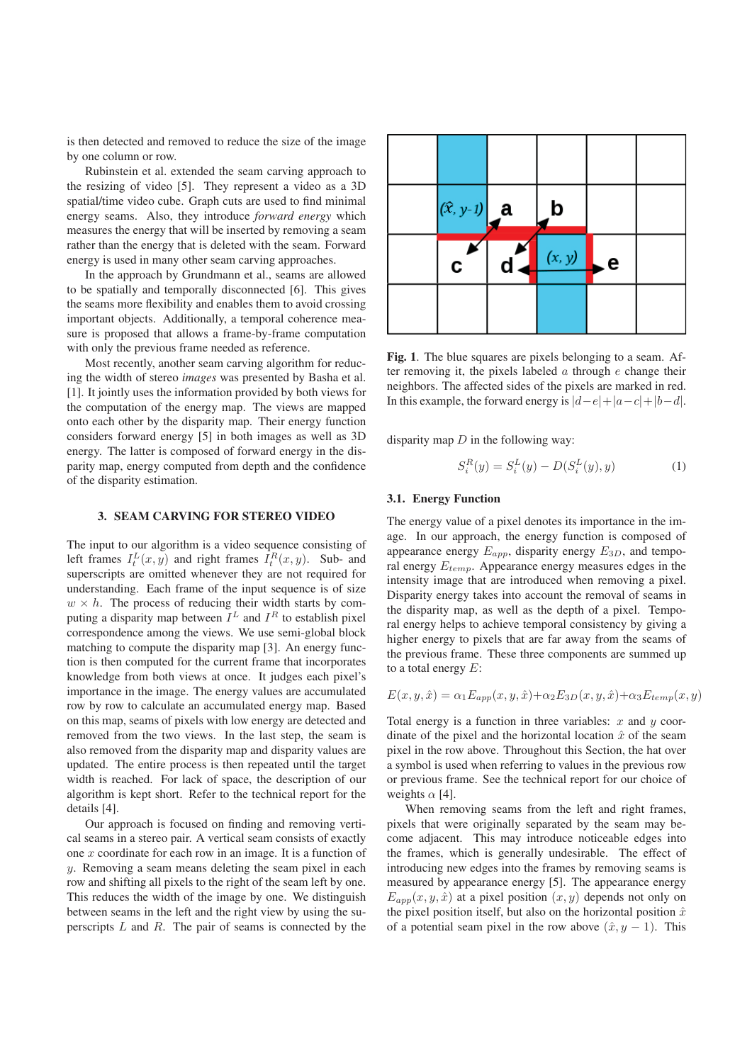is then detected and removed to reduce the size of the image by one column or row.

Rubinstein et al. extended the seam carving approach to the resizing of video [5]. They represent a video as a 3D spatial/time video cube. Graph cuts are used to find minimal energy seams. Also, they introduce *forward energy* which measures the energy that will be inserted by removing a seam rather than the energy that is deleted with the seam. Forward energy is used in many other seam carving approaches.

In the approach by Grundmann et al., seams are allowed to be spatially and temporally disconnected [6]. This gives the seams more flexibility and enables them to avoid crossing important objects. Additionally, a temporal coherence measure is proposed that allows a frame-by-frame computation with only the previous frame needed as reference.

Most recently, another seam carving algorithm for reducing the width of stereo *images* was presented by Basha et al. [1]. It jointly uses the information provided by both views for the computation of the energy map. The views are mapped onto each other by the disparity map. Their energy function considers forward energy [5] in both images as well as 3D energy. The latter is composed of forward energy in the disparity map, energy computed from depth and the confidence of the disparity estimation.

## 3. SEAM CARVING FOR STEREO VIDEO

The input to our algorithm is a video sequence consisting of left frames $I_t^L(x, y)$ and right frames $I_t^R(x, y)$. Sub- and superscripts are omitted whenever they are not required for understanding. Each frame of the input sequence is of size $w \times h$. The process of reducing their width starts by computing a disparity map between $I^L$ and $I^R$ to establish pixel correspondence among the views. We use semi-global block matching to compute the disparity map [3]. An energy function is then computed for the current frame that incorporates knowledge from both views at once. It judges each pixel's importance in the image. The energy values are accumulated row by row to calculate an accumulated energy map. Based on this map, seams of pixels with low energy are detected and removed from the two views. In the last step, the seam is also removed from the disparity map and disparity values are updated. The entire process is then repeated until the target width is reached. For lack of space, the description of our algorithm is kept short. Refer to the technical report for the details [4].

Our approach is focused on finding and removing vertical seams in a stereo pair. A vertical seam consists of exactly one $x$ coordinate for each row in an image. It is a function of $y$. Removing a seam means deleting the seam pixel in each row and shifting all pixels to the right of the seam left by one. This reduces the width of the image by one. We distinguish between seams in the left and the right view by using the superscripts $L$ and $R$. The pair of seams is connected by the disparity map $D$ in the following way:

$$S_i^R(y) = S_i^L(y) - D(S_i^L(y), y) \quad (1)$$

**Fig. 1**. The blue squares are pixels belonging to a seam. After removing it, the pixels labeled $a$ through $e$ change their neighbors. The affected sides of the pixels are marked in red. In this example, the forward energy is $|d-e|+|a-c|+|b-d|$.

### 3.1. Energy Function

The energy value of a pixel denotes its importance in the image. In our approach, the energy function is composed of appearance energy $E_{app}$, disparity energy $E_{3D}$, and temporal energy $E_{temp}$. Appearance energy measures edges in the intensity image that are introduced when removing a pixel. Disparity energy takes into account the removal of seams in the disparity map, as well as the depth of a pixel. Temporal energy helps to achieve temporal consistency by giving a higher energy to pixels that are far away from the seams of the previous frame. These three components are summed up to a total energy $E$:

$$E(x, y, \hat{x}) = \alpha_1 E_{app}(x, y, \hat{x}) + \alpha_2 E_{3D}(x, y, \hat{x}) + \alpha_3 E_{temp}(x, y)$$

Total energy is a function in three variables: $x$ and $y$ coordinate of the pixel and the horizontal location $\hat{x}$ of the seam pixel in the row above. Throughout this Section, the hat over a symbol is used when referring to values in the previous row or previous frame. See the technical report for our choice of weights $\alpha$ [4].

When removing seams from the left and right frames, pixels that were originally separated by the seam may become adjacent. This may introduce noticeable edges into the frames, which is generally undesirable. The effect of introducing new edges into the frames by removing seams is measured by appearance energy [5]. The appearance energy $E_{app}(x, y, \hat{x})$ at a pixel position $(x, y)$ depends not only on the pixel position itself, but also on the horizontal position $\hat{x}$ of a potential seam pixel in the row above $(\hat{x}, y-1)$. This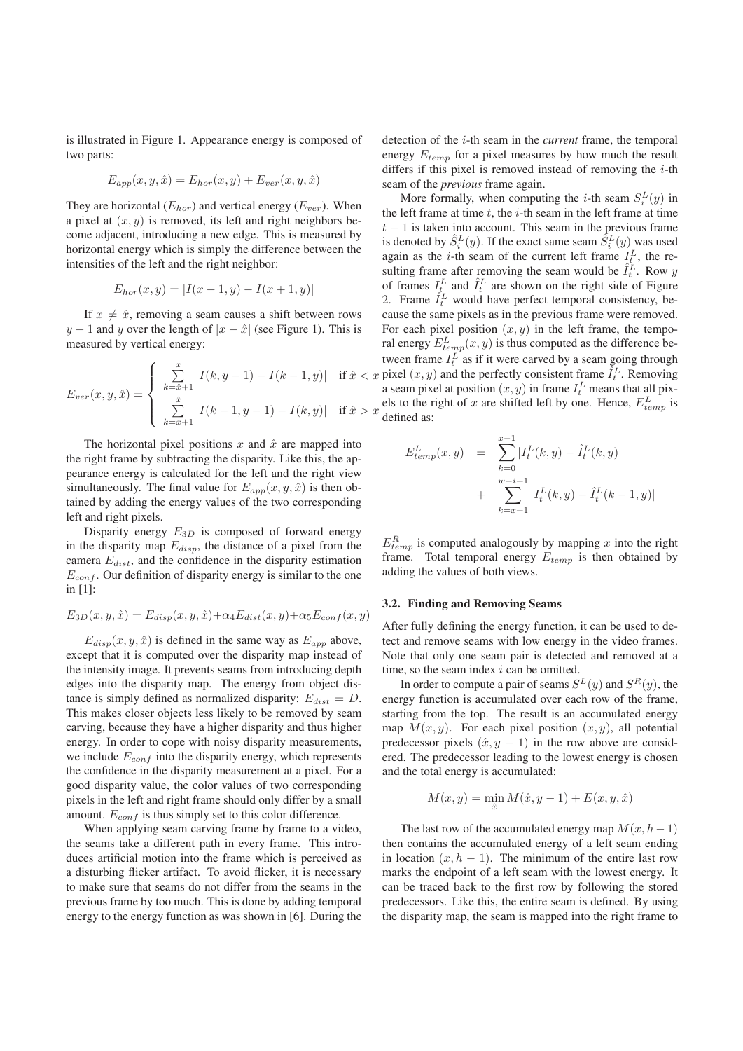is illustrated in Figure 1. Appearance energy is composed of two parts:

$$E_{app}(x, y, \hat{x}) = E_{hor}(x, y) + E_{ver}(x, y, \hat{x})$$

They are horizontal ($E_{hor}$) and vertical energy ($E_{ver}$). When a pixel at $(x, y)$ is removed, its left and right neighbors become adjacent, introducing a new edge. This is measured by horizontal energy which is simply the difference between the intensities of the left and the right neighbor:

$$E_{hor}(x, y) = |I(x-1, y) - I(x+1, y)|$$

If $x \neq \hat{x}$, removing a seam causes a shift between rows $y-1$ and $y$ over the length of $|x - \hat{x}|$ (see Figure 1). This is measured by vertical energy:

$$E_{ver}(x, y, \hat{x}) = \begin{cases} \sum\limits_{k=\hat{x}+1}^{x} |I(k, y-1) - I(k-1, y)| & \text{if } \hat{x} < x \\ \sum\limits_{k=x+1}^{\hat{x}} |I(k-1, y-1) - I(k, y)| & \text{if } \hat{x} > x \end{cases}$$

The horizontal pixel positions $x$ and $\hat{x}$ are mapped into the right frame by subtracting the disparity. Like this, the appearance energy is calculated for the left and the right view simultaneously. The final value for $E_{app}(x, y, \hat{x})$ is then obtained by adding the energy values of the two corresponding left and right pixels.

Disparity energy $E_{3D}$ is composed of forward energy in the disparity map $E_{disp}$, the distance of a pixel from the camera $E_{dist}$, and the confidence in the disparity estimation $E_{conf}$. Our definition of disparity energy is similar to the one in [1]:

$$E_{3D}(x, y, \hat{x}) = E_{disp}(x, y, \hat{x}) + \alpha_4 E_{dist}(x, y) + \alpha_5 E_{conf}(x, y)$$

$E_{disp}(x, y, \hat{x})$ is defined in the same way as $E_{app}$ above, except that it is computed over the disparity map instead of the intensity image. It prevents seams from introducing depth edges into the disparity map. The energy from object distance is simply defined as normalized disparity: $E_{dist} = D$. This makes closer objects less likely to be removed by seam carving, because they have a higher disparity and thus higher energy. In order to cope with noisy disparity measurements, we include $E_{conf}$ into the disparity energy, which represents the confidence in the disparity measurement at a pixel. For a good disparity value, the color values of two corresponding pixels in the left and right frame should only differ by a small amount. $E_{conf}$ is thus simply set to this color difference.

When applying seam carving frame by frame to a video, the seams take a different path in every frame. This introduces artificial motion into the frame which is perceived as a disturbing flicker artifact. To avoid flicker, it is necessary to make sure that seams do not differ from the seams in the previous frame by too much. This is done by adding temporal energy to the energy function as was shown in [6]. During the detection of the $i$-th seam in the *current* frame, the temporal energy $E_{temp}$ for a pixel measures by how much the result differs if this pixel is removed instead of removing the $i$-th seam of the *previous* frame again.

More formally, when computing the $i$-th seam $S_i^L(y)$ in the left frame at time $t$, the $i$-th seam in the left frame at time $t-1$ is taken into account. This seam in the previous frame is denoted by $\hat{S}_i^L(y)$. If the exact same seam $\hat{S}_i^L(y)$ was used again as the $i$-th seam of the current left frame $I_t^L$, the resulting frame after removing the seam would be $\hat{I}_t^L$. Row $y$ of frames $I_t^L$ and $\hat{I}_t^L$ are shown on the right side of Figure 2. Frame $\hat{I}_t^L$ would have perfect temporal consistency, because the same pixels as in the previous frame were removed. For each pixel position $(x, y)$ in the left frame, the temporal energy $E_{temp}^L(x, y)$ is thus computed as the difference between frame $I_t^L$ as if it were carved by a seam going through pixel $(x, y)$ and the perfectly consistent frame $\hat{I}_t^L$. Removing a seam pixel at position $(x, y)$ in frame $I_t^L$ means that all pixels to the right of $x$ are shifted left by one. Hence, $E_{temp}^L$ is defined as:

$$\begin{aligned} E_{temp}^L(x, y) &= \sum_{k=0}^{x-1} |I_t^L(k, y) - \hat{I}_t^L(k, y)| \\ &+ \sum_{k=x+1}^{w-i+1} |I_t^L(k, y) - \hat{I}_t^L(k-1, y)| \end{aligned}$$

$E_{temp}^R$ is computed analogously by mapping $x$ into the right frame. Total temporal energy $E_{temp}$ is then obtained by adding the values of both views.

### 3.2. Finding and Removing Seams

After fully defining the energy function, it can be used to detect and remove seams with low energy in the video frames. Note that only one seam pair is detected and removed at a time, so the seam index $i$ can be omitted.

In order to compute a pair of seams $S^L(y)$ and $S^R(y)$, the energy function is accumulated over each row of the frame, starting from the top. The result is an accumulated energy map $M(x, y)$. For each pixel position $(x, y)$, all potential predecessor pixels $(\hat{x}, y-1)$ in the row above are considered. The predecessor leading to the lowest energy is chosen and the total energy is accumulated:

$$M(x, y) = \min_{\hat{x}} M(\hat{x}, y-1) + E(x, y, \hat{x})$$

The last row of the accumulated energy map $M(x, h-1)$ then contains the accumulated energy of a left seam ending in location $(x, h-1)$. The minimum of the entire last row marks the endpoint of a left seam with the lowest energy. It can be traced back to the first row by following the stored predecessors. Like this, the entire seam is defined. By using the disparity map, the seam is mapped into the right frame to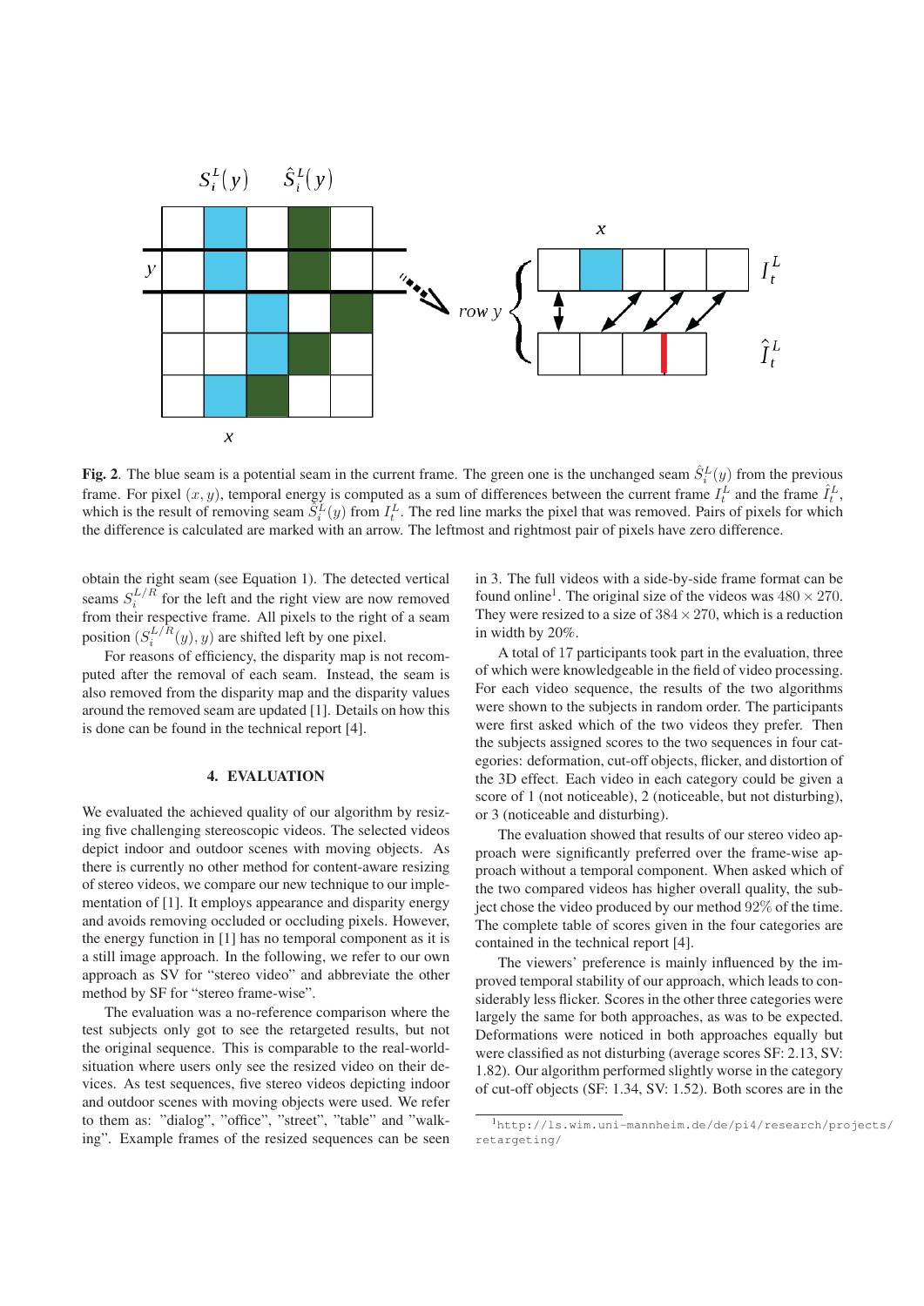**Fig. 2**. The blue seam is a potential seam in the current frame. The green one is the unchanged seam $\hat{S}_i^L(y)$ from the previous frame. For pixel $(x, y)$, temporal energy is computed as a sum of differences between the current frame $I_t^L$ and the frame $\hat{I}_t^L$, which is the result of removing seam $\hat{S}_i^L(y)$ from $I_t^L$. The red line marks the pixel that was removed. Pairs of pixels for which the difference is calculated are marked with an arrow. The leftmost and rightmost pair of pixels have zero difference.

obtain the right seam (see Equation 1). The detected vertical seams $S_i^{L/R}$ for the left and the right view are now removed from their respective frame. All pixels to the right of a seam position $(S_i^{L/R}(y), y)$ are shifted left by one pixel.

For reasons of efficiency, the disparity map is not recomputed after the removal of each seam. Instead, the seam is also removed from the disparity map and the disparity values around the removed seam are updated [1]. Details on how this is done can be found in the technical report [4].

## 4. EVALUATION

We evaluated the achieved quality of our algorithm by resizing five challenging stereoscopic videos. The selected videos depict indoor and outdoor scenes with moving objects. As there is currently no other method for content-aware resizing of stereo videos, we compare our new technique to our implementation of [1]. It employs appearance and disparity energy and avoids removing occluded or occluding pixels. However, the energy function in [1] has no temporal component as it is a still image approach. In the following, we refer to our own approach as SV for "stereo video" and abbreviate the other method by SF for "stereo frame-wise".

The evaluation was a no-reference comparison where the test subjects only got to see the retargeted results, but not the original sequence. This is comparable to the real-world-situation where users only see the resized video on their devices. As test sequences, five stereo videos depicting indoor and outdoor scenes with moving objects were used. We refer to them as: "dialog", "office", "street", "table" and "walking". Example frames of the resized sequences can be seen in 3. The full videos with a side-by-side frame format can be found online[1]. The original size of the videos was $480 \times 270$. They were resized to a size of $384 \times 270$, which is a reduction in width by 20%.

A total of 17 participants took part in the evaluation, three of which were knowledgeable in the field of video processing. For each video sequence, the results of the two algorithms were shown to the subjects in random order. The participants were first asked which of the two videos they prefer. Then the subjects assigned scores to the two sequences in four categories: deformation, cut-off objects, flicker, and distortion of the 3D effect. Each video in each category could be given a score of 1 (not noticeable), 2 (noticeable, but not disturbing), or 3 (noticeable and disturbing).

The evaluation showed that results of our stereo video approach were significantly preferred over the frame-wise approach without a temporal component. When asked which of the two compared videos has higher overall quality, the subject chose the video produced by our method 92% of the time. The complete table of scores given in the four categories are contained in the technical report [4].

The viewers' preference is mainly influenced by the improved temporal stability of our approach, which leads to considerably less flicker. Scores in the other three categories were largely the same for both approaches, as was to be expected. Deformations were noticed in both approaches equally but were classified as not disturbing (average scores SF: 2.13, SV: 1.82). Our algorithm performed slightly worse in the category of cut-off objects (SF: 1.34, SV: 1.52). Both scores are in the

[1] http://ls.wim.uni-mannheim.de/de/pi4/research/projects/retargeting/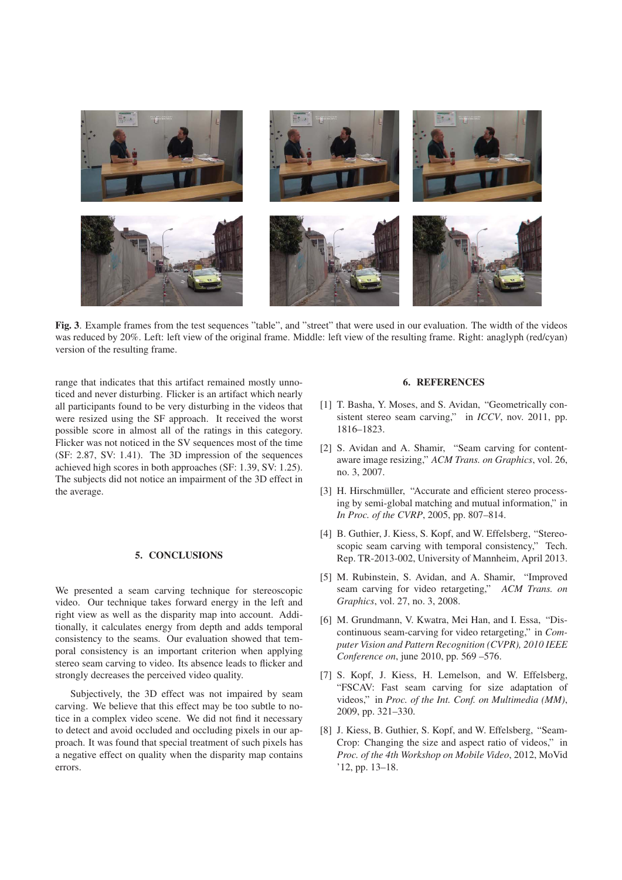**Fig. 3**. Example frames from the test sequences "table", and "street" that were used in our evaluation. The width of the videos was reduced by 20%. Left: left view of the original frame. Middle: left view of the resulting frame. Right: anaglyph (red/cyan) version of the resulting frame.

range that indicates that this artifact remained mostly unnoticed and never disturbing. Flicker is an artifact which nearly all participants found to be very disturbing in the videos that were resized using the SF approach. It received the worst possible score in almost all of the ratings in this category. Flicker was not noticed in the SV sequences most of the time (SF: 2.87, SV: 1.41). The 3D impression of the sequences achieved high scores in both approaches (SF: 1.39, SV: 1.25). The subjects did not notice an impairment of the 3D effect in the average.

## 5. CONCLUSIONS

We presented a seam carving technique for stereoscopic video. Our technique takes forward energy in the left and right view as well as the disparity map into account. Additionally, it calculates energy from depth and adds temporal consistency to the seams. Our evaluation showed that temporal consistency is an important criterion when applying stereo seam carving to video. Its absence leads to flicker and strongly decreases the perceived video quality.

Subjectively, the 3D effect was not impaired by seam carving. We believe that this effect may be too subtle to notice in a complex video scene. We did not find it necessary to detect and avoid occluded and occluding pixels in our approach. It was found that special treatment of such pixels has a negative effect on quality when the disparity map contains errors.

## 6. REFERENCES

[1] T. Basha, Y. Moses, and S. Avidan, "Geometrically consistent stereo seam carving," in *ICCV*, nov. 2011, pp. 1816–1823.

[2] S. Avidan and A. Shamir, "Seam carving for content-aware image resizing," *ACM Trans. on Graphics*, vol. 26, no. 3, 2007.

[3] H. Hirschmüller, "Accurate and efficient stereo processing by semi-global matching and mutual information," in *In Proc. of the CVRP*, 2005, pp. 807–814.

[4] B. Guthier, J. Kiess, S. Kopf, and W. Effelsberg, "Stereoscopic seam carving with temporal consistency," Tech. Rep. TR-2013-002, University of Mannheim, April 2013.

[5] M. Rubinstein, S. Avidan, and A. Shamir, "Improved seam carving for video retargeting," *ACM Trans. on Graphics*, vol. 27, no. 3, 2008.

[6] M. Grundmann, V. Kwatra, Mei Han, and I. Essa, "Discontinuous seam-carving for video retargeting," in *Computer Vision and Pattern Recognition (CVPR), 2010 IEEE Conference on*, june 2010, pp. 569 –576.

[7] S. Kopf, J. Kiess, H. Lemelson, and W. Effelsberg, "FSCAV: Fast seam carving for size adaptation of videos," in *Proc. of the Int. Conf. on Multimedia (MM)*, 2009, pp. 321–330.

[8] J. Kiess, B. Guthier, S. Kopf, and W. Effelsberg, "SeamCrop: Changing the size and aspect ratio of videos," in *Proc. of the 4th Workshop on Mobile Video*, 2012, MoVid '12, pp. 13–18.